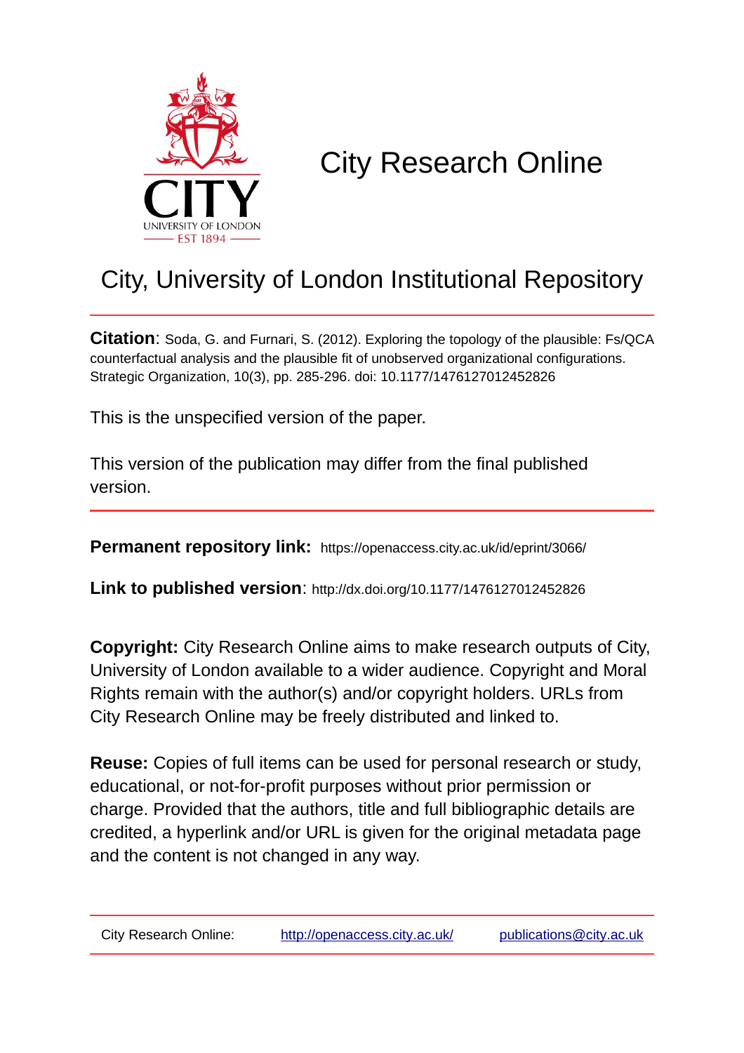# City Research Online

## City, University of London Institutional Repository

**Citation**: Soda, G. and Furnari, S. (2012). Exploring the topology of the plausible: Fs/QCA counterfactual analysis and the plausible fit of unobserved organizational configurations. Strategic Organization, 10(3), pp. 285-296. doi: 10.1177/1476127012452826

This is the unspecified version of the paper.

This version of the publication may differ from the final published version.

**Permanent repository link:** https://openaccess.city.ac.uk/id/eprint/3066/

**Link to published version**: http://dx.doi.org/10.1177/1476127012452826

**Copyright:** City Research Online aims to make research outputs of City, University of London available to a wider audience. Copyright and Moral Rights remain with the author(s) and/or copyright holders. URLs from City Research Online may be freely distributed and linked to.

**Reuse:** Copies of full items can be used for personal research or study, educational, or not-for-profit purposes without prior permission or charge. Provided that the authors, title and full bibliographic details are credited, a hyperlink and/or URL is given for the original metadata page and the content is not changed in any way.

City Research Online: http://openaccess.city.ac.uk/ publications@city.ac.uk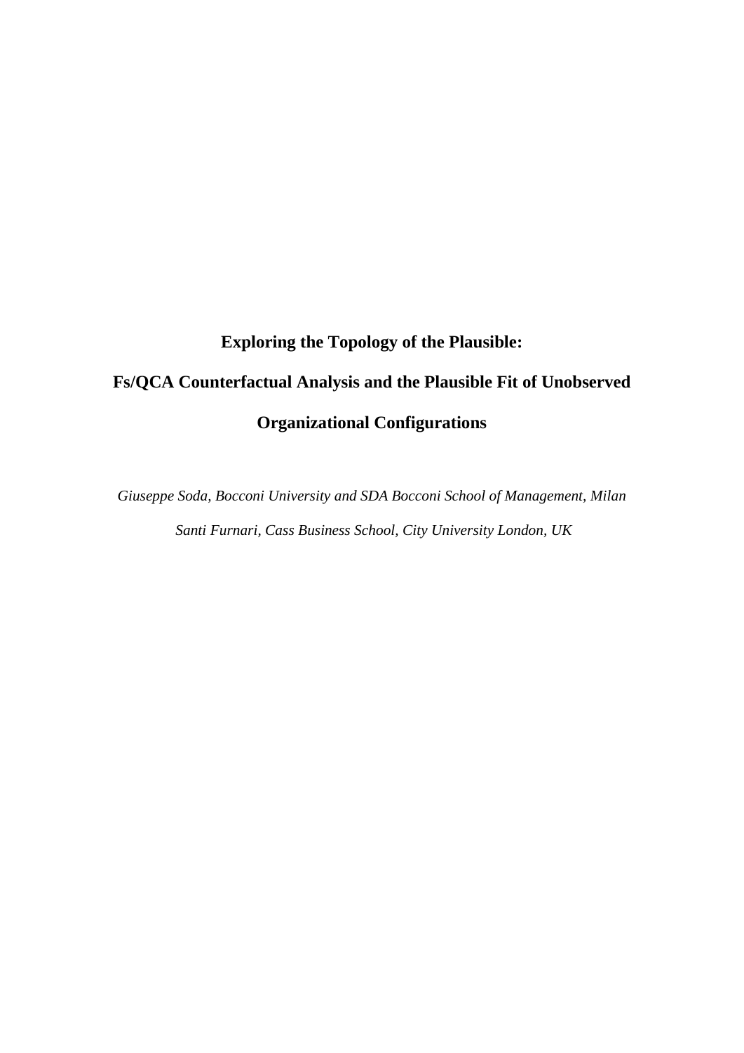# Exploring the Topology of the Plausible:

# Fs/QCA Counterfactual Analysis and the Plausible Fit of Unobserved Organizational Configurations

*Giuseppe Soda, Bocconi University and SDA Bocconi School of Management, Milan*

*Santi Furnari, Cass Business School, City University London, UK*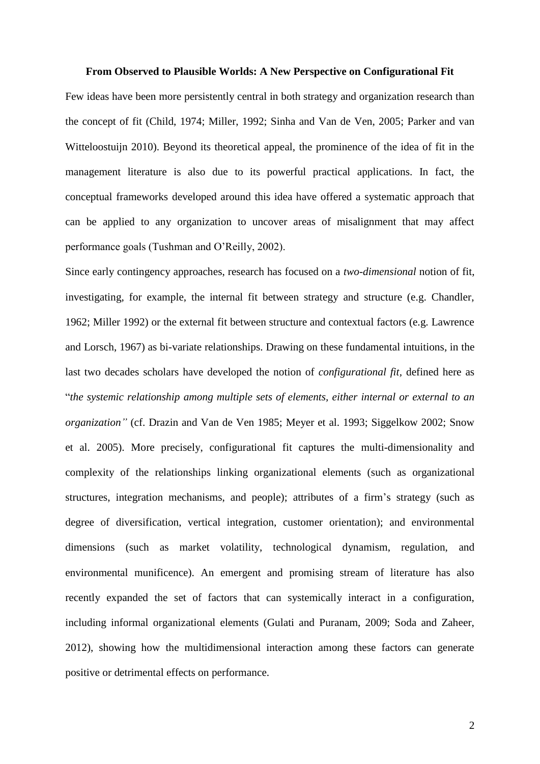**From Observed to Plausible Worlds: A New Perspective on Configurational Fit**

Few ideas have been more persistently central in both strategy and organization research than the concept of fit (Child, 1974; Miller, 1992; Sinha and Van de Ven, 2005; Parker and van Witteloostuijn 2010). Beyond its theoretical appeal, the prominence of the idea of fit in the management literature is also due to its powerful practical applications. In fact, the conceptual frameworks developed around this idea have offered a systematic approach that can be applied to any organization to uncover areas of misalignment that may affect performance goals (Tushman and O'Reilly, 2002).

Since early contingency approaches, research has focused on a *two-dimensional* notion of fit, investigating, for example, the internal fit between strategy and structure (e.g. Chandler, 1962; Miller 1992) or the external fit between structure and contextual factors (e.g. Lawrence and Lorsch, 1967) as bi-variate relationships. Drawing on these fundamental intuitions, in the last two decades scholars have developed the notion of *configurational fit*, defined here as "*the systemic relationship among multiple sets of elements, either internal or external to an organization"* (cf. Drazin and Van de Ven 1985; Meyer et al. 1993; Siggelkow 2002; Snow et al. 2005). More precisely, configurational fit captures the multi-dimensionality and complexity of the relationships linking organizational elements (such as organizational structures, integration mechanisms, and people); attributes of a firm's strategy (such as degree of diversification, vertical integration, customer orientation); and environmental dimensions (such as market volatility, technological dynamism, regulation, and environmental munificence). An emergent and promising stream of literature has also recently expanded the set of factors that can systemically interact in a configuration, including informal organizational elements (Gulati and Puranam, 2009; Soda and Zaheer, 2012), showing how the multidimensional interaction among these factors can generate positive or detrimental effects on performance.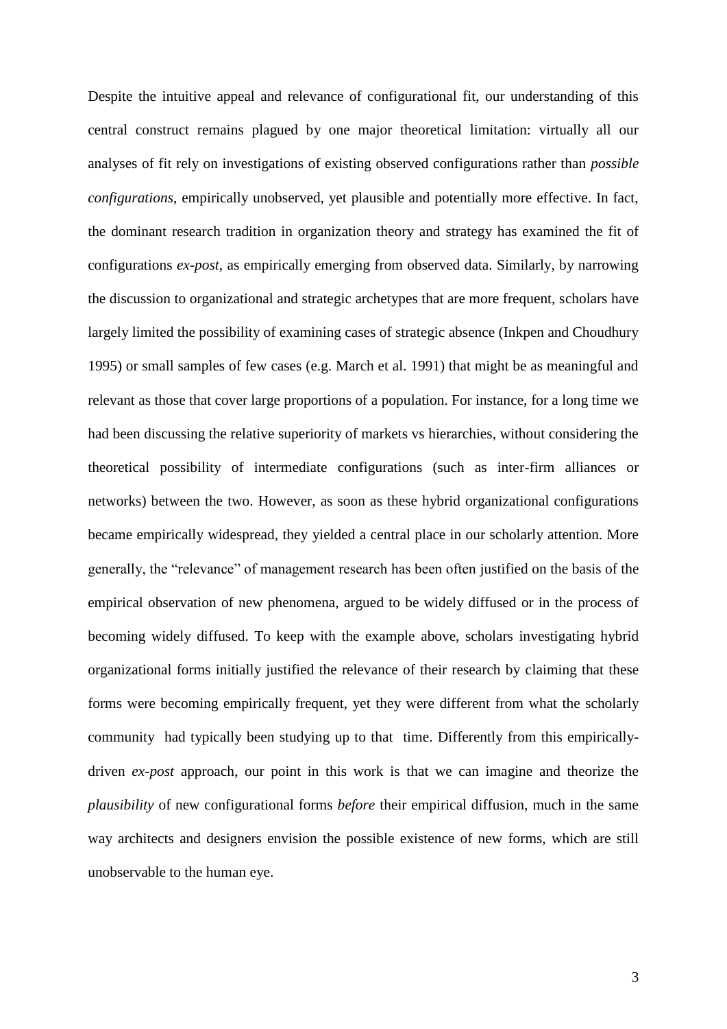Despite the intuitive appeal and relevance of configurational fit, our understanding of this central construct remains plagued by one major theoretical limitation: virtually all our analyses of fit rely on investigations of existing observed configurations rather than *possible configurations*, empirically unobserved, yet plausible and potentially more effective. In fact, the dominant research tradition in organization theory and strategy has examined the fit of configurations *ex-post*, as empirically emerging from observed data. Similarly, by narrowing the discussion to organizational and strategic archetypes that are more frequent, scholars have largely limited the possibility of examining cases of strategic absence (Inkpen and Choudhury 1995) or small samples of few cases (e.g. March et al. 1991) that might be as meaningful and relevant as those that cover large proportions of a population. For instance, for a long time we had been discussing the relative superiority of markets vs hierarchies, without considering the theoretical possibility of intermediate configurations (such as inter-firm alliances or networks) between the two. However, as soon as these hybrid organizational configurations became empirically widespread, they yielded a central place in our scholarly attention. More generally, the "relevance" of management research has been often justified on the basis of the empirical observation of new phenomena, argued to be widely diffused or in the process of becoming widely diffused. To keep with the example above, scholars investigating hybrid organizational forms initially justified the relevance of their research by claiming that these forms were becoming empirically frequent, yet they were different from what the scholarly community had typically been studying up to that time. Differently from this empirically-driven *ex-post* approach, our point in this work is that we can imagine and theorize the *plausibility* of new configurational forms *before* their empirical diffusion, much in the same way architects and designers envision the possible existence of new forms, which are still unobservable to the human eye.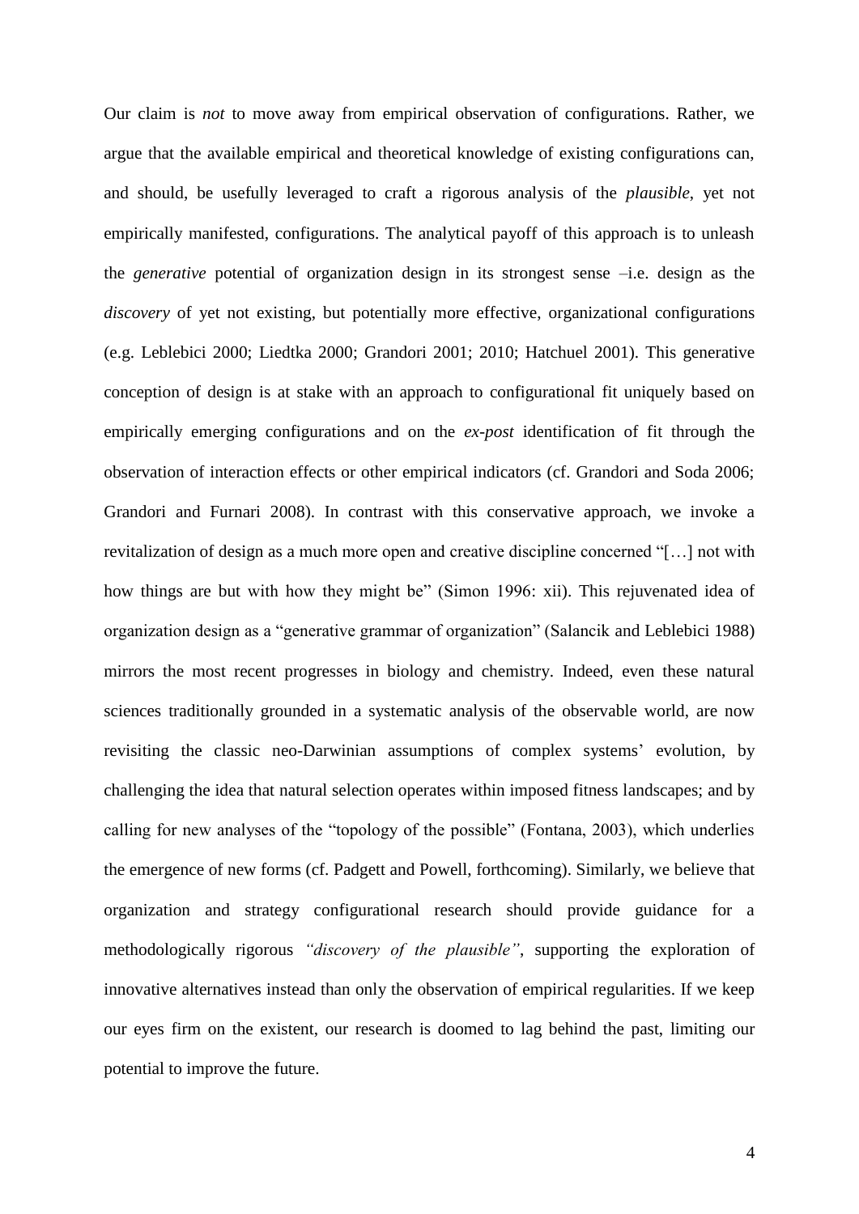Our claim is *not* to move away from empirical observation of configurations. Rather, we argue that the available empirical and theoretical knowledge of existing configurations can, and should, be usefully leveraged to craft a rigorous analysis of the *plausible*, yet not empirically manifested, configurations. The analytical payoff of this approach is to unleash the *generative* potential of organization design in its strongest sense –i.e. design as the *discovery* of yet not existing, but potentially more effective, organizational configurations (e.g. Leblebici 2000; Liedtka 2000; Grandori 2001; 2010; Hatchuel 2001). This generative conception of design is at stake with an approach to configurational fit uniquely based on empirically emerging configurations and on the *ex-post* identification of fit through the observation of interaction effects or other empirical indicators (cf. Grandori and Soda 2006; Grandori and Furnari 2008). In contrast with this conservative approach, we invoke a revitalization of design as a much more open and creative discipline concerned "[…] not with how things are but with how they might be" (Simon 1996: xii). This rejuvenated idea of organization design as a "generative grammar of organization" (Salancik and Leblebici 1988) mirrors the most recent progresses in biology and chemistry. Indeed, even these natural sciences traditionally grounded in a systematic analysis of the observable world, are now revisiting the classic neo-Darwinian assumptions of complex systems' evolution, by challenging the idea that natural selection operates within imposed fitness landscapes; and by calling for new analyses of the "topology of the possible" (Fontana, 2003), which underlies the emergence of new forms (cf. Padgett and Powell, forthcoming). Similarly, we believe that organization and strategy configurational research should provide guidance for a methodologically rigorous *"discovery of the plausible"*, supporting the exploration of innovative alternatives instead than only the observation of empirical regularities. If we keep our eyes firm on the existent, our research is doomed to lag behind the past, limiting our potential to improve the future.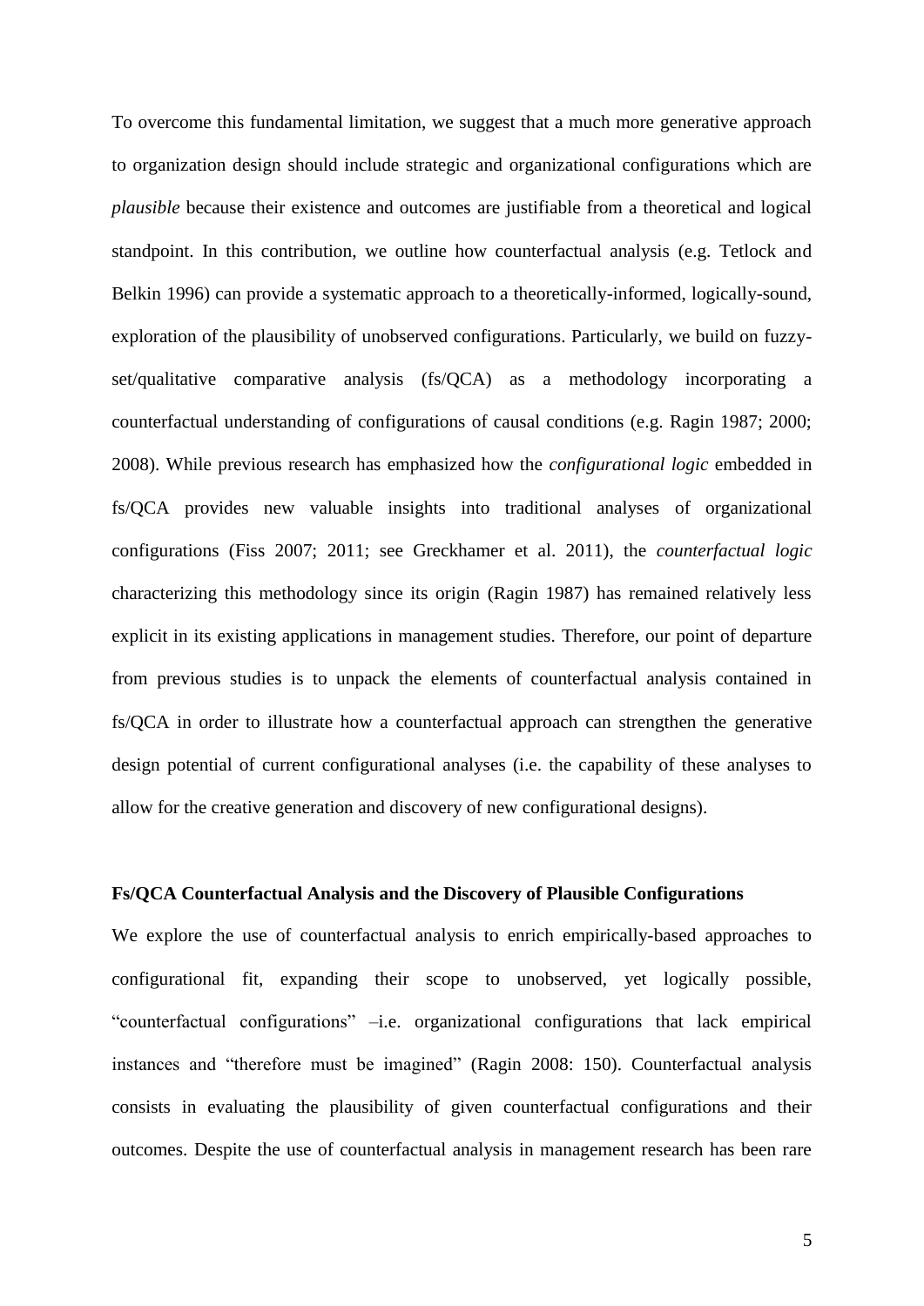To overcome this fundamental limitation, we suggest that a much more generative approach to organization design should include strategic and organizational configurations which are *plausible* because their existence and outcomes are justifiable from a theoretical and logical standpoint. In this contribution, we outline how counterfactual analysis (e.g. Tetlock and Belkin 1996) can provide a systematic approach to a theoretically-informed, logically-sound, exploration of the plausibility of unobserved configurations. Particularly, we build on fuzzy-set/qualitative comparative analysis (fs/QCA) as a methodology incorporating a counterfactual understanding of configurations of causal conditions (e.g. Ragin 1987; 2000; 2008). While previous research has emphasized how the *configurational logic* embedded in fs/QCA provides new valuable insights into traditional analyses of organizational configurations (Fiss 2007; 2011; see Greckhamer et al. 2011), the *counterfactual logic* characterizing this methodology since its origin (Ragin 1987) has remained relatively less explicit in its existing applications in management studies. Therefore, our point of departure from previous studies is to unpack the elements of counterfactual analysis contained in fs/QCA in order to illustrate how a counterfactual approach can strengthen the generative design potential of current configurational analyses (i.e. the capability of these analyses to allow for the creative generation and discovery of new configurational designs).

### Fs/QCA Counterfactual Analysis and the Discovery of Plausible Configurations

We explore the use of counterfactual analysis to enrich empirically-based approaches to configurational fit, expanding their scope to unobserved, yet logically possible, "counterfactual configurations" –i.e. organizational configurations that lack empirical instances and "therefore must be imagined" (Ragin 2008: 150). Counterfactual analysis consists in evaluating the plausibility of given counterfactual configurations and their outcomes. Despite the use of counterfactual analysis in management research has been rare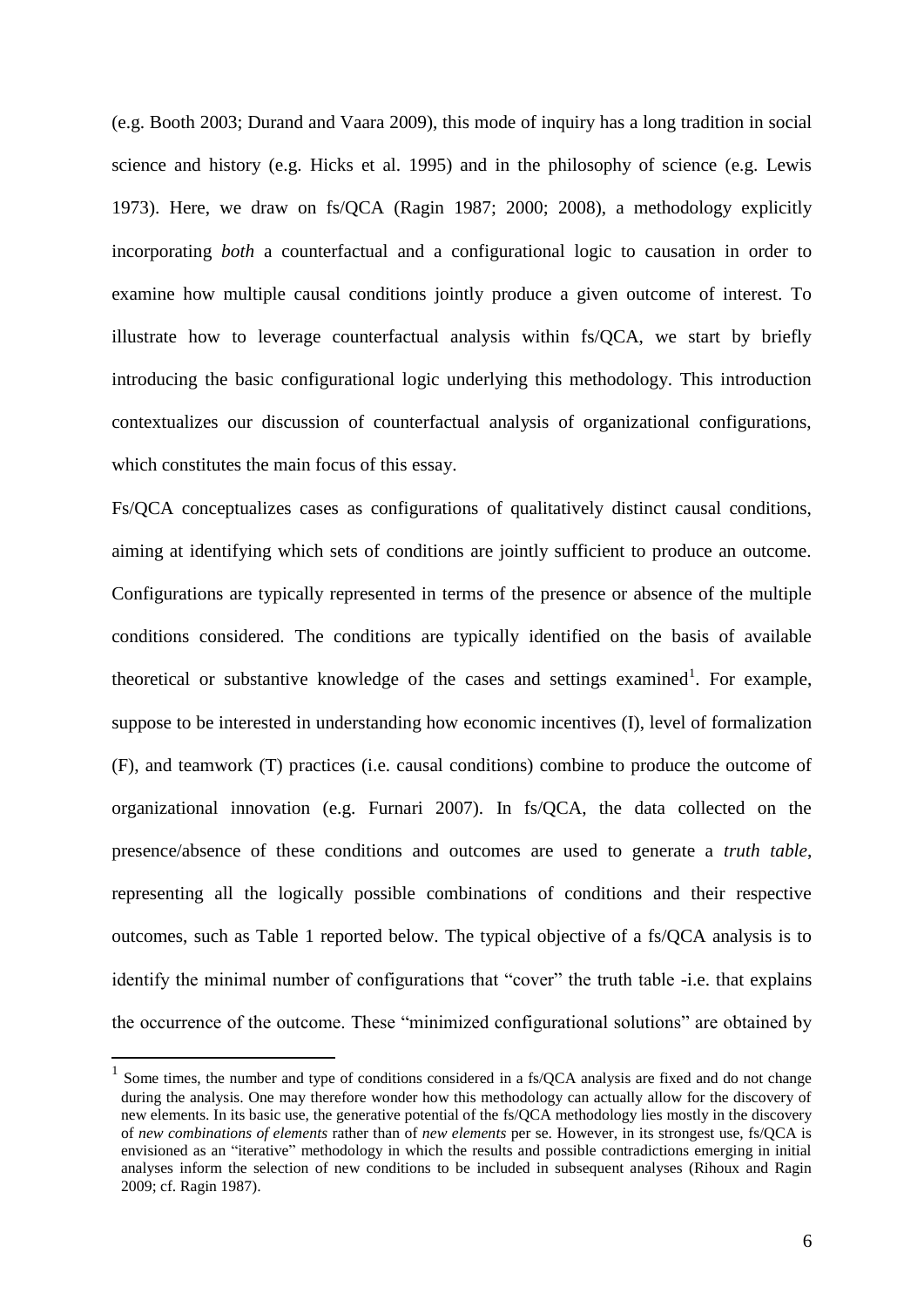(e.g. Booth 2003; Durand and Vaara 2009), this mode of inquiry has a long tradition in social science and history (e.g. Hicks et al. 1995) and in the philosophy of science (e.g. Lewis 1973). Here, we draw on fs/QCA (Ragin 1987; 2000; 2008), a methodology explicitly incorporating *both* a counterfactual and a configurational logic to causation in order to examine how multiple causal conditions jointly produce a given outcome of interest. To illustrate how to leverage counterfactual analysis within fs/QCA, we start by briefly introducing the basic configurational logic underlying this methodology. This introduction contextualizes our discussion of counterfactual analysis of organizational configurations, which constitutes the main focus of this essay.

Fs/QCA conceptualizes cases as configurations of qualitatively distinct causal conditions, aiming at identifying which sets of conditions are jointly sufficient to produce an outcome. Configurations are typically represented in terms of the presence or absence of the multiple conditions considered. The conditions are typically identified on the basis of available theoretical or substantive knowledge of the cases and settings examined[1]. For example, suppose to be interested in understanding how economic incentives (I), level of formalization (F), and teamwork (T) practices (i.e. causal conditions) combine to produce the outcome of organizational innovation (e.g. Furnari 2007). In fs/QCA, the data collected on the presence/absence of these conditions and outcomes are used to generate a *truth table*, representing all the logically possible combinations of conditions and their respective outcomes, such as Table 1 reported below. The typical objective of a fs/QCA analysis is to identify the minimal number of configurations that "cover" the truth table -i.e. that explains the occurrence of the outcome. These "minimized configurational solutions" are obtained by

[1] Some times, the number and type of conditions considered in a fs/QCA analysis are fixed and do not change during the analysis. One may therefore wonder how this methodology can actually allow for the discovery of new elements. In its basic use, the generative potential of the fs/QCA methodology lies mostly in the discovery of *new combinations of elements* rather than of *new elements* per se. However, in its strongest use, fs/QCA is envisioned as an "iterative" methodology in which the results and possible contradictions emerging in initial analyses inform the selection of new conditions to be included in subsequent analyses (Rihoux and Ragin 2009; cf. Ragin 1987).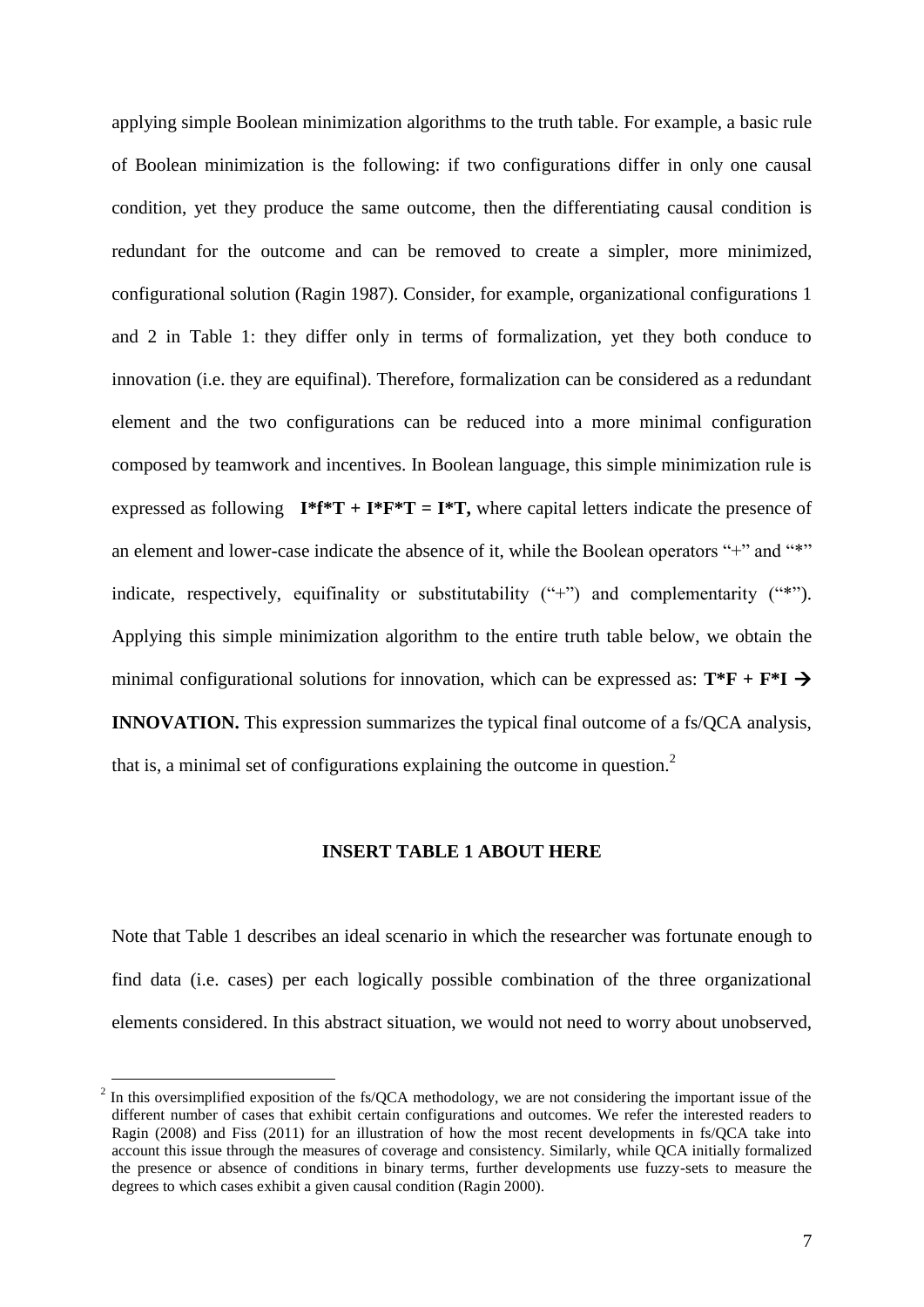applying simple Boolean minimization algorithms to the truth table. For example, a basic rule of Boolean minimization is the following: if two configurations differ in only one causal condition, yet they produce the same outcome, then the differentiating causal condition is redundant for the outcome and can be removed to create a simpler, more minimized, configurational solution (Ragin 1987). Consider, for example, organizational configurations 1 and 2 in Table 1: they differ only in terms of formalization, yet they both conduce to innovation (i.e. they are equifinal). Therefore, formalization can be considered as a redundant element and the two configurations can be reduced into a more minimal configuration composed by teamwork and incentives. In Boolean language, this simple minimization rule is expressed as following **I*f*T + I*F*T = I*T,** where capital letters indicate the presence of an element and lower-case indicate the absence of it, while the Boolean operators "+" and "*" indicate, respectively, equifinality or substitutability ("+") and complementarity ("*"). Applying this simple minimization algorithm to the entire truth table below, we obtain the minimal configurational solutions for innovation, which can be expressed as: **T*F + F*I → INNOVATION.** This expression summarizes the typical final outcome of a fs/QCA analysis, that is, a minimal set of configurations explaining the outcome in question.[2]

**INSERT TABLE 1 ABOUT HERE**

Note that Table 1 describes an ideal scenario in which the researcher was fortunate enough to find data (i.e. cases) per each logically possible combination of the three organizational elements considered. In this abstract situation, we would not need to worry about unobserved,

[2] In this oversimplified exposition of the fs/QCA methodology, we are not considering the important issue of the different number of cases that exhibit certain configurations and outcomes. We refer the interested readers to Ragin (2008) and Fiss (2011) for an illustration of how the most recent developments in fs/QCA take into account this issue through the measures of coverage and consistency. Similarly, while QCA initially formalized the presence or absence of conditions in binary terms, further developments use fuzzy-sets to measure the degrees to which cases exhibit a given causal condition (Ragin 2000).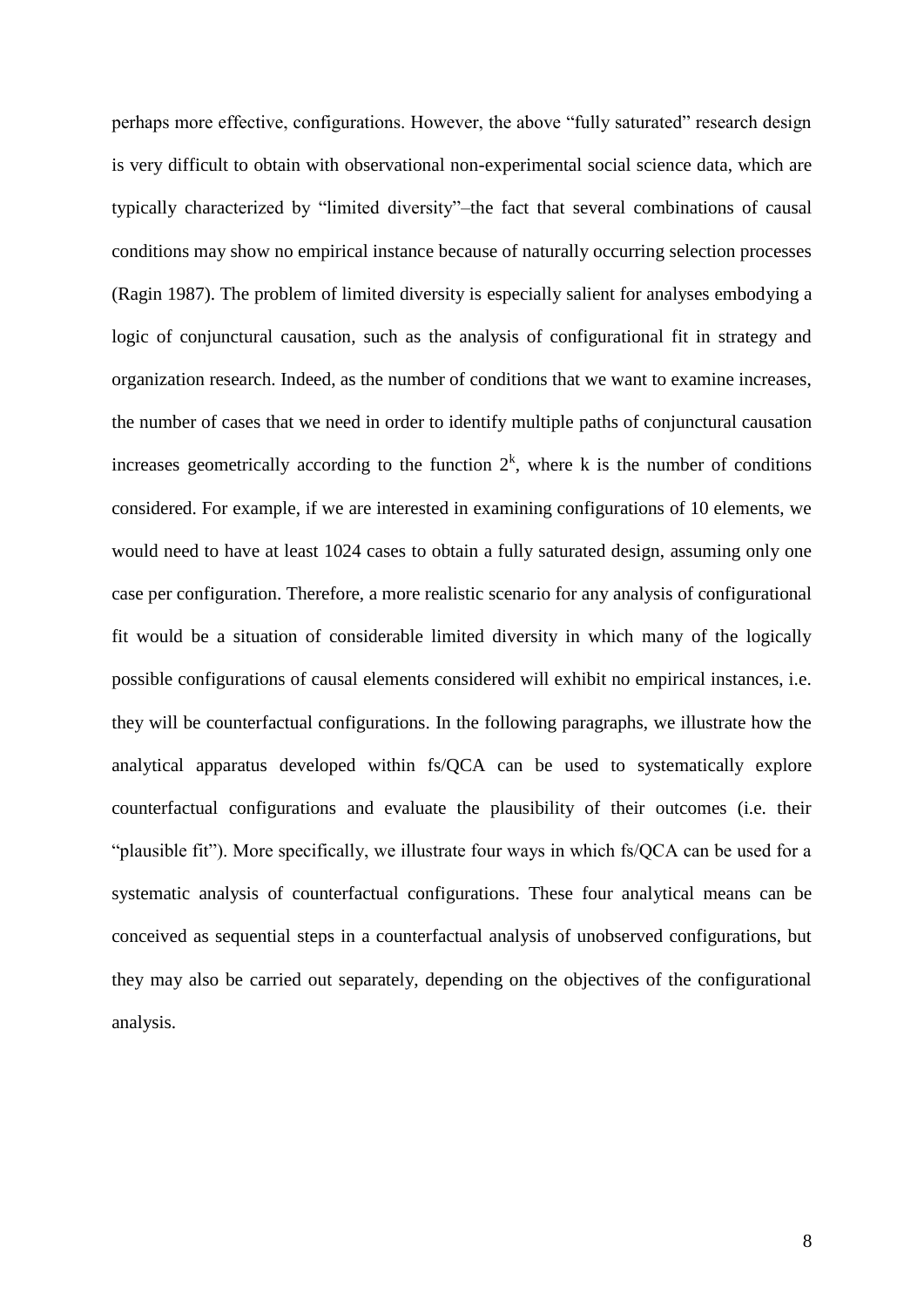perhaps more effective, configurations. However, the above "fully saturated" research design is very difficult to obtain with observational non-experimental social science data, which are typically characterized by "limited diversity"–the fact that several combinations of causal conditions may show no empirical instance because of naturally occurring selection processes (Ragin 1987). The problem of limited diversity is especially salient for analyses embodying a logic of conjunctural causation, such as the analysis of configurational fit in strategy and organization research. Indeed, as the number of conditions that we want to examine increases, the number of cases that we need in order to identify multiple paths of conjunctural causation increases geometrically according to the function $2^k$, where k is the number of conditions considered. For example, if we are interested in examining configurations of 10 elements, we would need to have at least 1024 cases to obtain a fully saturated design, assuming only one case per configuration. Therefore, a more realistic scenario for any analysis of configurational fit would be a situation of considerable limited diversity in which many of the logically possible configurations of causal elements considered will exhibit no empirical instances, i.e. they will be counterfactual configurations. In the following paragraphs, we illustrate how the analytical apparatus developed within fs/QCA can be used to systematically explore counterfactual configurations and evaluate the plausibility of their outcomes (i.e. their "plausible fit"). More specifically, we illustrate four ways in which fs/QCA can be used for a systematic analysis of counterfactual configurations. These four analytical means can be conceived as sequential steps in a counterfactual analysis of unobserved configurations, but they may also be carried out separately, depending on the objectives of the configurational analysis.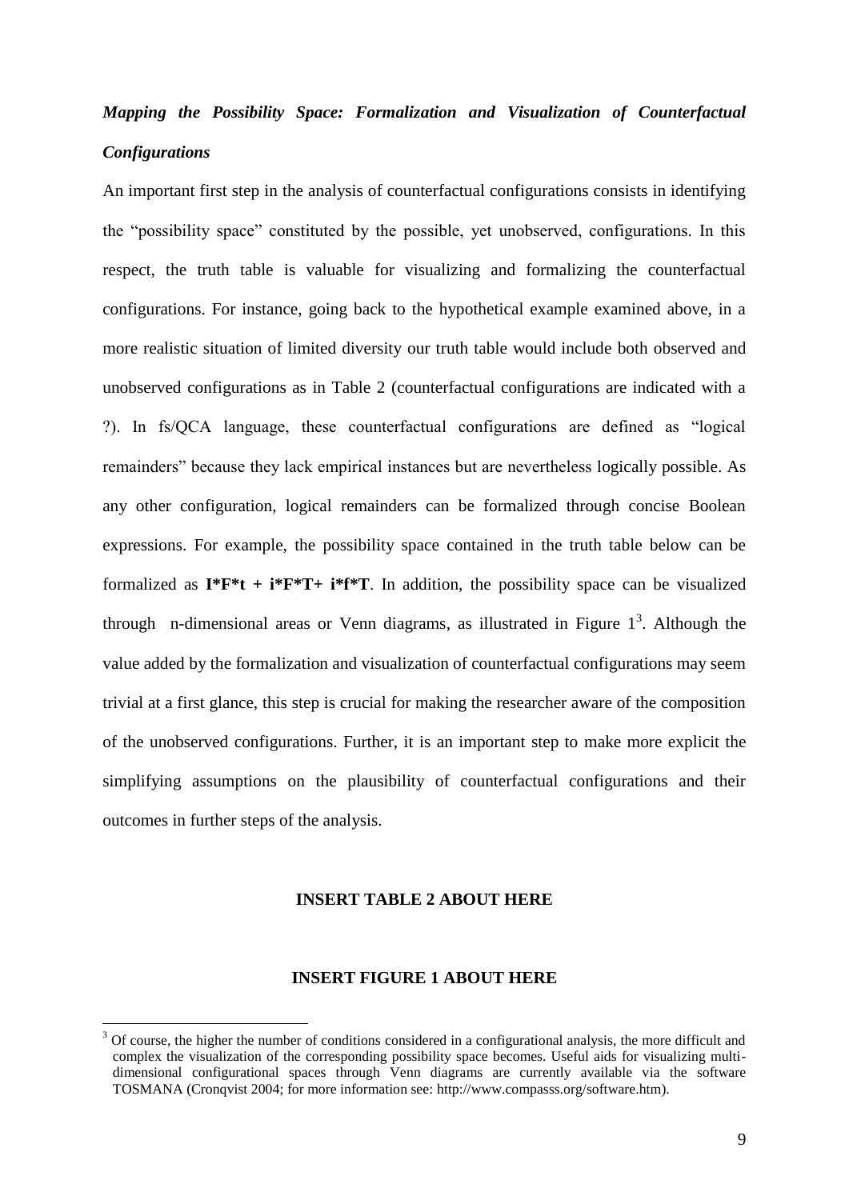### *Mapping the Possibility Space: Formalization and Visualization of Counterfactual Configurations*

An important first step in the analysis of counterfactual configurations consists in identifying the "possibility space" constituted by the possible, yet unobserved, configurations. In this respect, the truth table is valuable for visualizing and formalizing the counterfactual configurations. For instance, going back to the hypothetical example examined above, in a more realistic situation of limited diversity our truth table would include both observed and unobserved configurations as in Table 2 (counterfactual configurations are indicated with a ?). In fs/QCA language, these counterfactual configurations are defined as "logical remainders" because they lack empirical instances but are nevertheless logically possible. As any other configuration, logical remainders can be formalized through concise Boolean expressions. For example, the possibility space contained in the truth table below can be formalized as **I*F*t + i*F*T+ i*f*T**. In addition, the possibility space can be visualized through n-dimensional areas or Venn diagrams, as illustrated in Figure 1[3]. Although the value added by the formalization and visualization of counterfactual configurations may seem trivial at a first glance, this step is crucial for making the researcher aware of the composition of the unobserved configurations. Further, it is an important step to make more explicit the simplifying assumptions on the plausibility of counterfactual configurations and their outcomes in further steps of the analysis.

**INSERT TABLE 2 ABOUT HERE**

**INSERT FIGURE 1 ABOUT HERE**

---

[3] Of course, the higher the number of conditions considered in a configurational analysis, the more difficult and complex the visualization of the corresponding possibility space becomes. Useful aids for visualizing multi-dimensional configurational spaces through Venn diagrams are currently available via the software TOSMANA (Cronqvist 2004; for more information see: http://www.compasss.org/software.htm).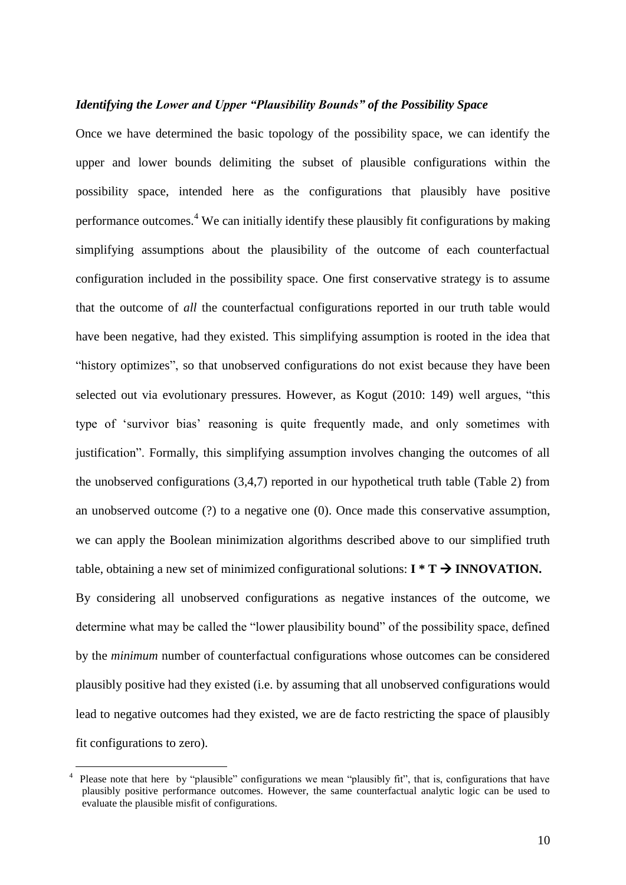### *Identifying the Lower and Upper "Plausibility Bounds" of the Possibility Space*

Once we have determined the basic topology of the possibility space, we can identify the upper and lower bounds delimiting the subset of plausible configurations within the possibility space, intended here as the configurations that plausibly have positive performance outcomes.[4] We can initially identify these plausibly fit configurations by making simplifying assumptions about the plausibility of the outcome of each counterfactual configuration included in the possibility space. One first conservative strategy is to assume that the outcome of *all* the counterfactual configurations reported in our truth table would have been negative, had they existed. This simplifying assumption is rooted in the idea that "history optimizes", so that unobserved configurations do not exist because they have been selected out via evolutionary pressures. However, as Kogut (2010: 149) well argues, "this type of 'survivor bias' reasoning is quite frequently made, and only sometimes with justification". Formally, this simplifying assumption involves changing the outcomes of all the unobserved configurations (3,4,7) reported in our hypothetical truth table (Table 2) from an unobserved outcome (?) to a negative one (0). Once made this conservative assumption, we can apply the Boolean minimization algorithms described above to our simplified truth table, obtaining a new set of minimized configurational solutions: **I * T → INNOVATION.**

By considering all unobserved configurations as negative instances of the outcome, we determine what may be called the "lower plausibility bound" of the possibility space, defined by the *minimum* number of counterfactual configurations whose outcomes can be considered plausibly positive had they existed (i.e. by assuming that all unobserved configurations would lead to negative outcomes had they existed, we are de facto restricting the space of plausibly fit configurations to zero).

[4] Please note that here by "plausible" configurations we mean "plausibly fit", that is, configurations that have plausibly positive performance outcomes. However, the same counterfactual analytic logic can be used to evaluate the plausible misfit of configurations.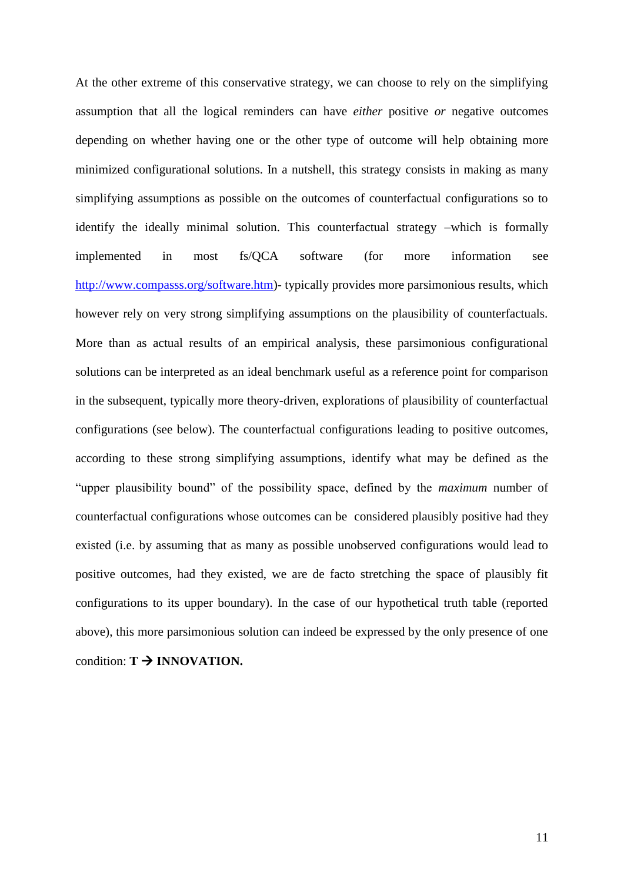At the other extreme of this conservative strategy, we can choose to rely on the simplifying assumption that all the logical reminders can have *either* positive *or* negative outcomes depending on whether having one or the other type of outcome will help obtaining more minimized configurational solutions. In a nutshell, this strategy consists in making as many simplifying assumptions as possible on the outcomes of counterfactual configurations so to identify the ideally minimal solution. This counterfactual strategy –which is formally implemented in most fs/QCA software (for more information see [http://www.compasss.org/software.htm](http://www.compasss.org/software.htm))- typically provides more parsimonious results, which however rely on very strong simplifying assumptions on the plausibility of counterfactuals. More than as actual results of an empirical analysis, these parsimonious configurational solutions can be interpreted as an ideal benchmark useful as a reference point for comparison in the subsequent, typically more theory-driven, explorations of plausibility of counterfactual configurations (see below). The counterfactual configurations leading to positive outcomes, according to these strong simplifying assumptions, identify what may be defined as the "upper plausibility bound" of the possibility space, defined by the *maximum* number of counterfactual configurations whose outcomes can be considered plausibly positive had they existed (i.e. by assuming that as many as possible unobserved configurations would lead to positive outcomes, had they existed, we are de facto stretching the space of plausibly fit configurations to its upper boundary). In the case of our hypothetical truth table (reported above), this more parsimonious solution can indeed be expressed by the only presence of one condition: **T → INNOVATION.**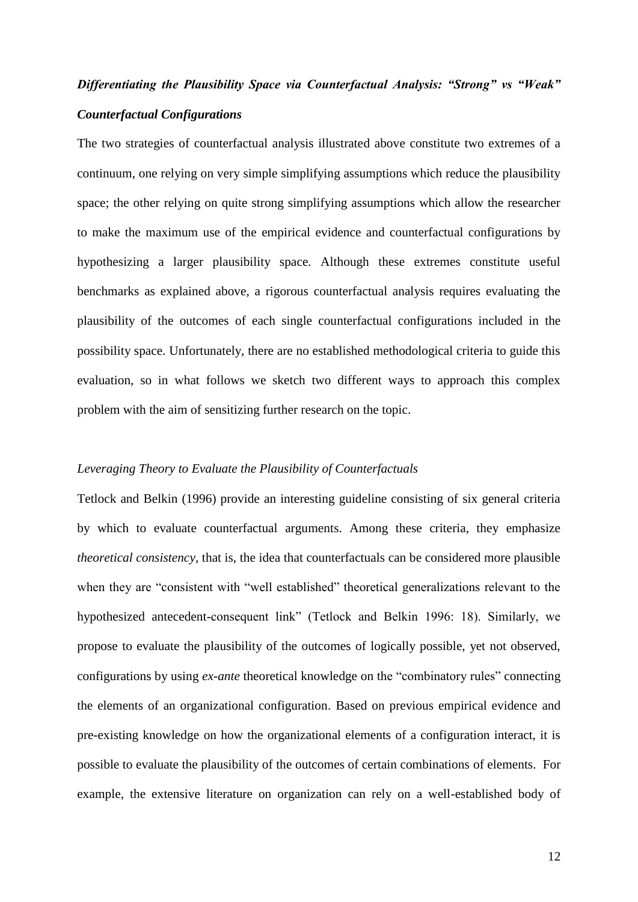### *Differentiating the Plausibility Space via Counterfactual Analysis: "Strong" vs "Weak" Counterfactual Configurations*

The two strategies of counterfactual analysis illustrated above constitute two extremes of a continuum, one relying on very simple simplifying assumptions which reduce the plausibility space; the other relying on quite strong simplifying assumptions which allow the researcher to make the maximum use of the empirical evidence and counterfactual configurations by hypothesizing a larger plausibility space. Although these extremes constitute useful benchmarks as explained above, a rigorous counterfactual analysis requires evaluating the plausibility of the outcomes of each single counterfactual configurations included in the possibility space. Unfortunately, there are no established methodological criteria to guide this evaluation, so in what follows we sketch two different ways to approach this complex problem with the aim of sensitizing further research on the topic.

#### *Leveraging Theory to Evaluate the Plausibility of Counterfactuals*

Tetlock and Belkin (1996) provide an interesting guideline consisting of six general criteria by which to evaluate counterfactual arguments. Among these criteria, they emphasize *theoretical consistency*, that is, the idea that counterfactuals can be considered more plausible when they are "consistent with "well established" theoretical generalizations relevant to the hypothesized antecedent-consequent link" (Tetlock and Belkin 1996: 18). Similarly, we propose to evaluate the plausibility of the outcomes of logically possible, yet not observed, configurations by using *ex-ante* theoretical knowledge on the "combinatory rules" connecting the elements of an organizational configuration. Based on previous empirical evidence and pre-existing knowledge on how the organizational elements of a configuration interact, it is possible to evaluate the plausibility of the outcomes of certain combinations of elements. For example, the extensive literature on organization can rely on a well-established body of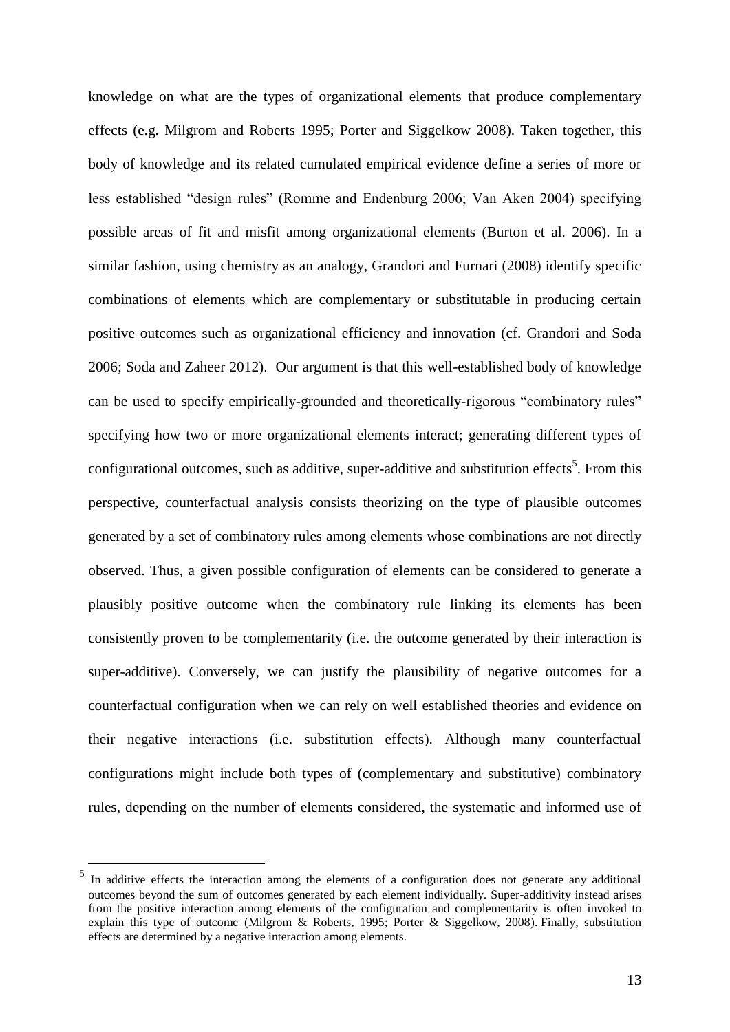knowledge on what are the types of organizational elements that produce complementary effects (e.g. Milgrom and Roberts 1995; Porter and Siggelkow 2008). Taken together, this body of knowledge and its related cumulated empirical evidence define a series of more or less established "design rules" (Romme and Endenburg 2006; Van Aken 2004) specifying possible areas of fit and misfit among organizational elements (Burton et al. 2006). In a similar fashion, using chemistry as an analogy, Grandori and Furnari (2008) identify specific combinations of elements which are complementary or substitutable in producing certain positive outcomes such as organizational efficiency and innovation (cf. Grandori and Soda 2006; Soda and Zaheer 2012). Our argument is that this well-established body of knowledge can be used to specify empirically-grounded and theoretically-rigorous "combinatory rules" specifying how two or more organizational elements interact; generating different types of configurational outcomes, such as additive, super-additive and substitution effects[5]. From this perspective, counterfactual analysis consists theorizing on the type of plausible outcomes generated by a set of combinatory rules among elements whose combinations are not directly observed. Thus, a given possible configuration of elements can be considered to generate a plausibly positive outcome when the combinatory rule linking its elements has been consistently proven to be complementarity (i.e. the outcome generated by their interaction is super-additive). Conversely, we can justify the plausibility of negative outcomes for a counterfactual configuration when we can rely on well established theories and evidence on their negative interactions (i.e. substitution effects). Although many counterfactual configurations might include both types of (complementary and substitutive) combinatory rules, depending on the number of elements considered, the systematic and informed use of

[5] In additive effects the interaction among the elements of a configuration does not generate any additional outcomes beyond the sum of outcomes generated by each element individually. Super-additivity instead arises from the positive interaction among elements of the configuration and complementarity is often invoked to explain this type of outcome (Milgrom & Roberts, 1995; Porter & Siggelkow, 2008). Finally, substitution effects are determined by a negative interaction among elements.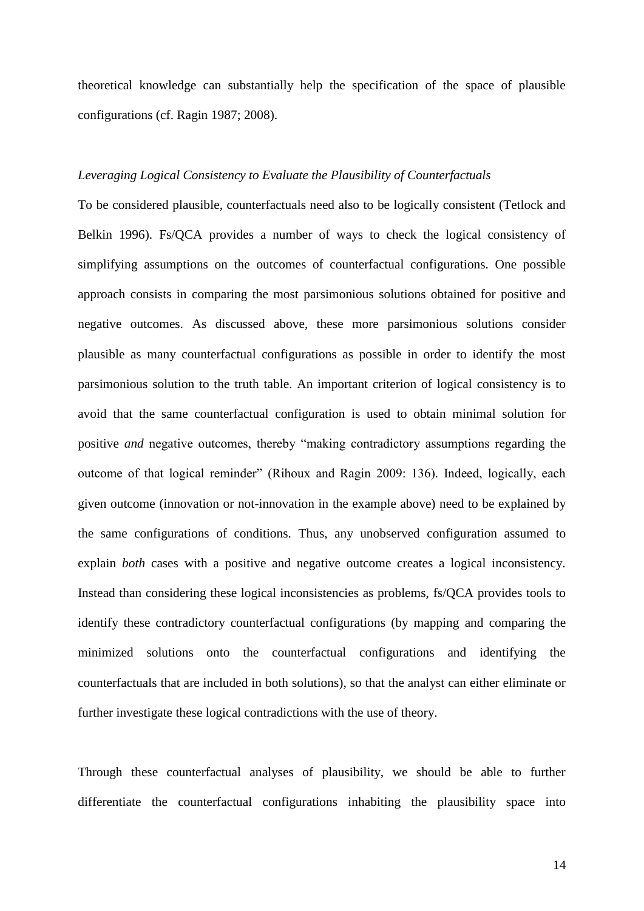theoretical knowledge can substantially help the specification of the space of plausible configurations (cf. Ragin 1987; 2008).

*Leveraging Logical Consistency to Evaluate the Plausibility of Counterfactuals*

To be considered plausible, counterfactuals need also to be logically consistent (Tetlock and Belkin 1996). Fs/QCA provides a number of ways to check the logical consistency of simplifying assumptions on the outcomes of counterfactual configurations. One possible approach consists in comparing the most parsimonious solutions obtained for positive and negative outcomes. As discussed above, these more parsimonious solutions consider plausible as many counterfactual configurations as possible in order to identify the most parsimonious solution to the truth table. An important criterion of logical consistency is to avoid that the same counterfactual configuration is used to obtain minimal solution for positive *and* negative outcomes, thereby "making contradictory assumptions regarding the outcome of that logical reminder" (Rihoux and Ragin 2009: 136). Indeed, logically, each given outcome (innovation or not-innovation in the example above) need to be explained by the same configurations of conditions. Thus, any unobserved configuration assumed to explain *both* cases with a positive and negative outcome creates a logical inconsistency. Instead than considering these logical inconsistencies as problems, fs/QCA provides tools to identify these contradictory counterfactual configurations (by mapping and comparing the minimized solutions onto the counterfactual configurations and identifying the counterfactuals that are included in both solutions), so that the analyst can either eliminate or further investigate these logical contradictions with the use of theory.

Through these counterfactual analyses of plausibility, we should be able to further differentiate the counterfactual configurations inhabiting the plausibility space into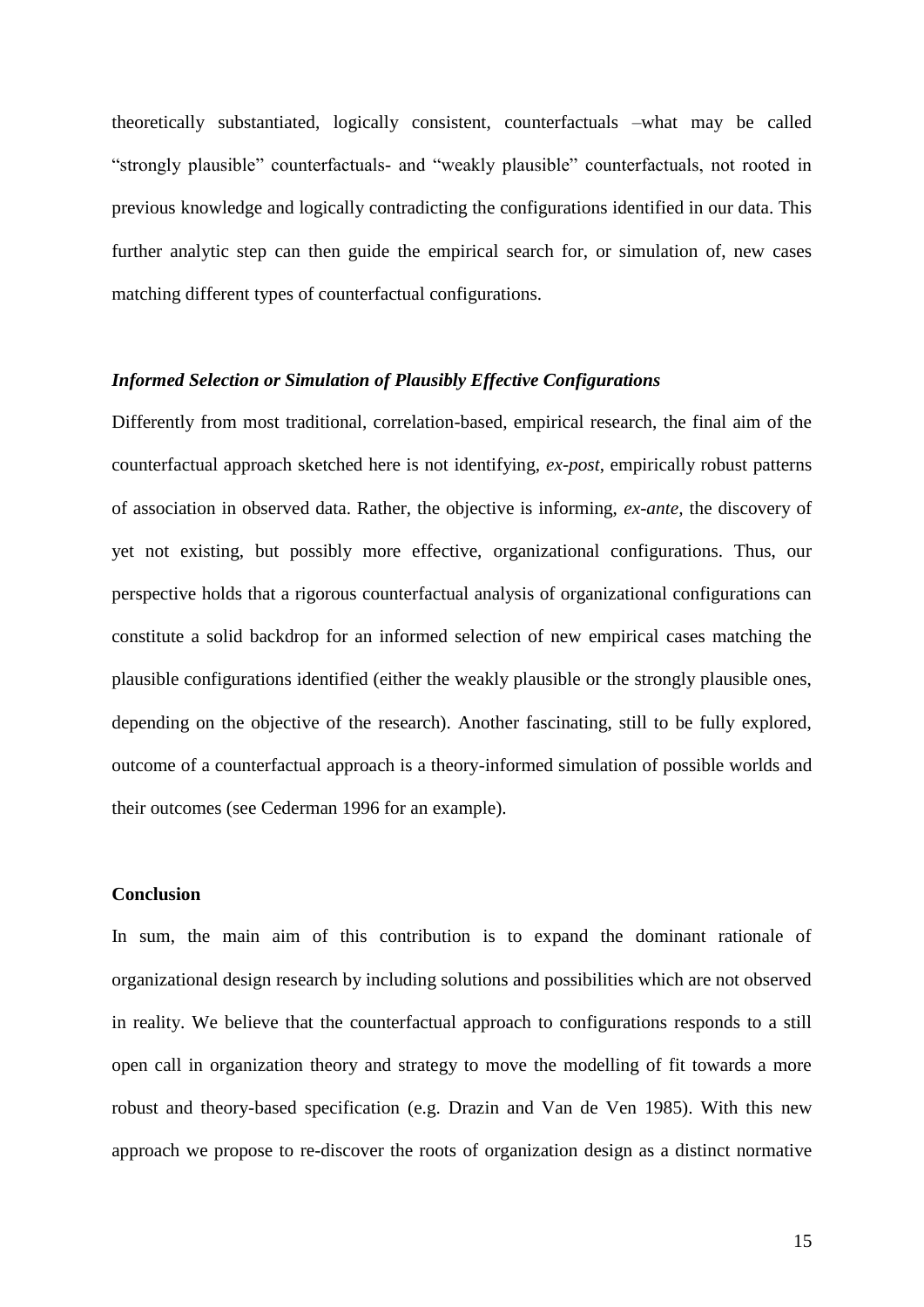theoretically substantiated, logically consistent, counterfactuals –what may be called "strongly plausible" counterfactuals- and "weakly plausible" counterfactuals, not rooted in previous knowledge and logically contradicting the configurations identified in our data. This further analytic step can then guide the empirical search for, or simulation of, new cases matching different types of counterfactual configurations.

### *Informed Selection or Simulation of Plausibly Effective Configurations*

Differently from most traditional, correlation-based, empirical research, the final aim of the counterfactual approach sketched here is not identifying, *ex-post*, empirically robust patterns of association in observed data. Rather, the objective is informing, *ex-ante*, the discovery of yet not existing, but possibly more effective, organizational configurations. Thus, our perspective holds that a rigorous counterfactual analysis of organizational configurations can constitute a solid backdrop for an informed selection of new empirical cases matching the plausible configurations identified (either the weakly plausible or the strongly plausible ones, depending on the objective of the research). Another fascinating, still to be fully explored, outcome of a counterfactual approach is a theory-informed simulation of possible worlds and their outcomes (see Cederman 1996 for an example).

## Conclusion

In sum, the main aim of this contribution is to expand the dominant rationale of organizational design research by including solutions and possibilities which are not observed in reality. We believe that the counterfactual approach to configurations responds to a still open call in organization theory and strategy to move the modelling of fit towards a more robust and theory-based specification (e.g. Drazin and Van de Ven 1985). With this new approach we propose to re-discover the roots of organization design as a distinct normative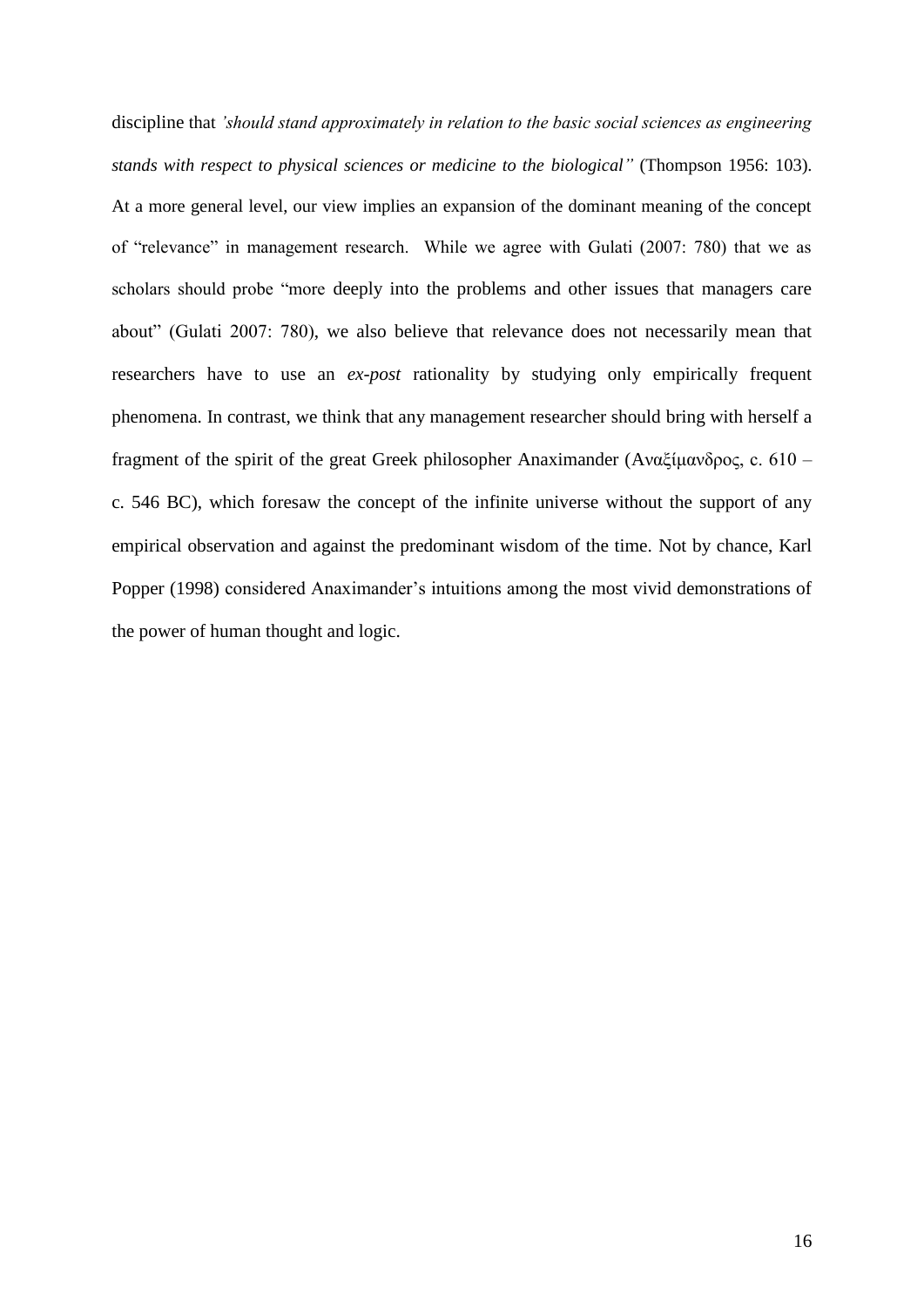discipline that *'should stand approximately in relation to the basic social sciences as engineering stands with respect to physical sciences or medicine to the biological"* (Thompson 1956: 103). At a more general level, our view implies an expansion of the dominant meaning of the concept of "relevance" in management research. While we agree with Gulati (2007: 780) that we as scholars should probe "more deeply into the problems and other issues that managers care about" (Gulati 2007: 780), we also believe that relevance does not necessarily mean that researchers have to use an *ex-post* rationality by studying only empirically frequent phenomena. In contrast, we think that any management researcher should bring with herself a fragment of the spirit of the great Greek philosopher Anaximander (Αναξίμανδρος, c. 610 – c. 546 BC), which foresaw the concept of the infinite universe without the support of any empirical observation and against the predominant wisdom of the time. Not by chance, Karl Popper (1998) considered Anaximander's intuitions among the most vivid demonstrations of the power of human thought and logic.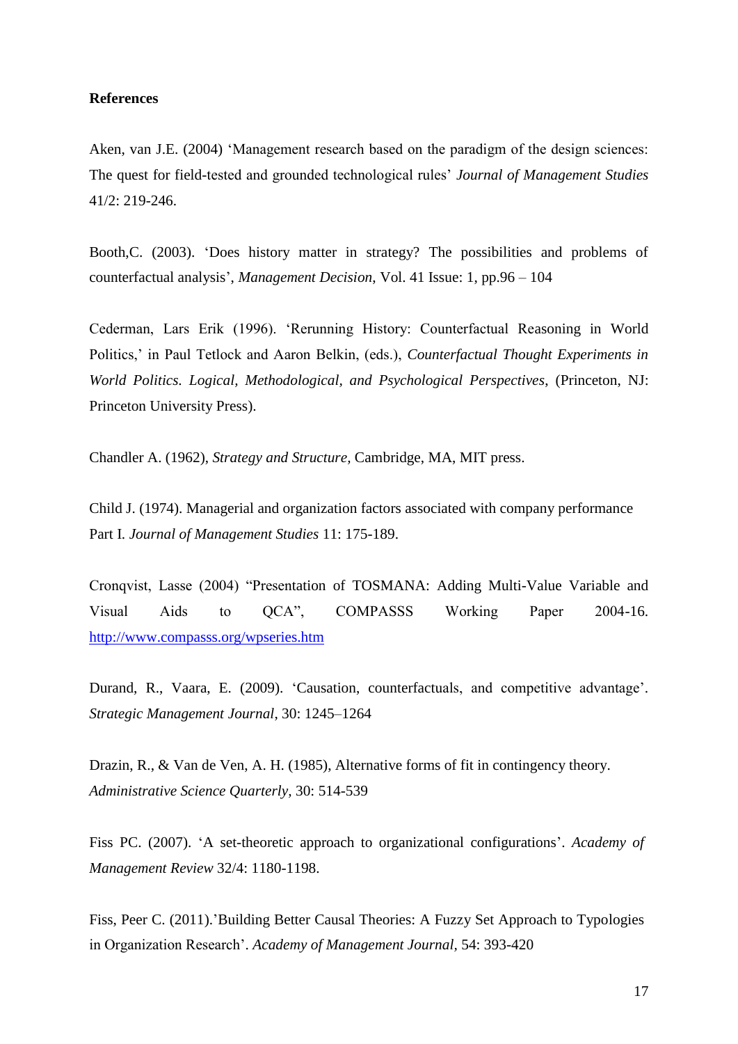**References**

Aken, van J.E. (2004) ‘Management research based on the paradigm of the design sciences: The quest for field-tested and grounded technological rules’ *Journal of Management Studies* 41/2: 219-246.

Booth,C. (2003). ‘Does history matter in strategy? The possibilities and problems of counterfactual analysis’, *Management Decision*, Vol. 41 Issue: 1, pp.96 – 104

Cederman, Lars Erik (1996). ‘Rerunning History: Counterfactual Reasoning in World Politics,’ in Paul Tetlock and Aaron Belkin, (eds.), *Counterfactual Thought Experiments in World Politics. Logical, Methodological, and Psychological Perspectives*, (Princeton, NJ: Princeton University Press).

Chandler A. (1962), *Strategy and Structure,* Cambridge, MA, MIT press.

Child J. (1974). Managerial and organization factors associated with company performance Part I. *Journal of Management Studies* 11: 175-189.

Cronqvist, Lasse (2004) “Presentation of TOSMANA: Adding Multi-Value Variable and Visual Aids to QCA”, COMPASSS Working Paper 2004-16. http://www.compasss.org/wpseries.htm

Durand, R., Vaara, E. (2009). ‘Causation, counterfactuals, and competitive advantage’. *Strategic Management Journal*, 30: 1245–1264

Drazin, R., & Van de Ven, A. H. (1985), Alternative forms of fit in contingency theory. *Administrative Science Quarterly,* 30: 514-539

Fiss PC. (2007). ‘A set-theoretic approach to organizational configurations’. *Academy of Management Review* 32/4: 1180-1198.

Fiss, Peer C. (2011).’Building Better Causal Theories: A Fuzzy Set Approach to Typologies in Organization Research’. *Academy of Management Journal,* 54: 393-420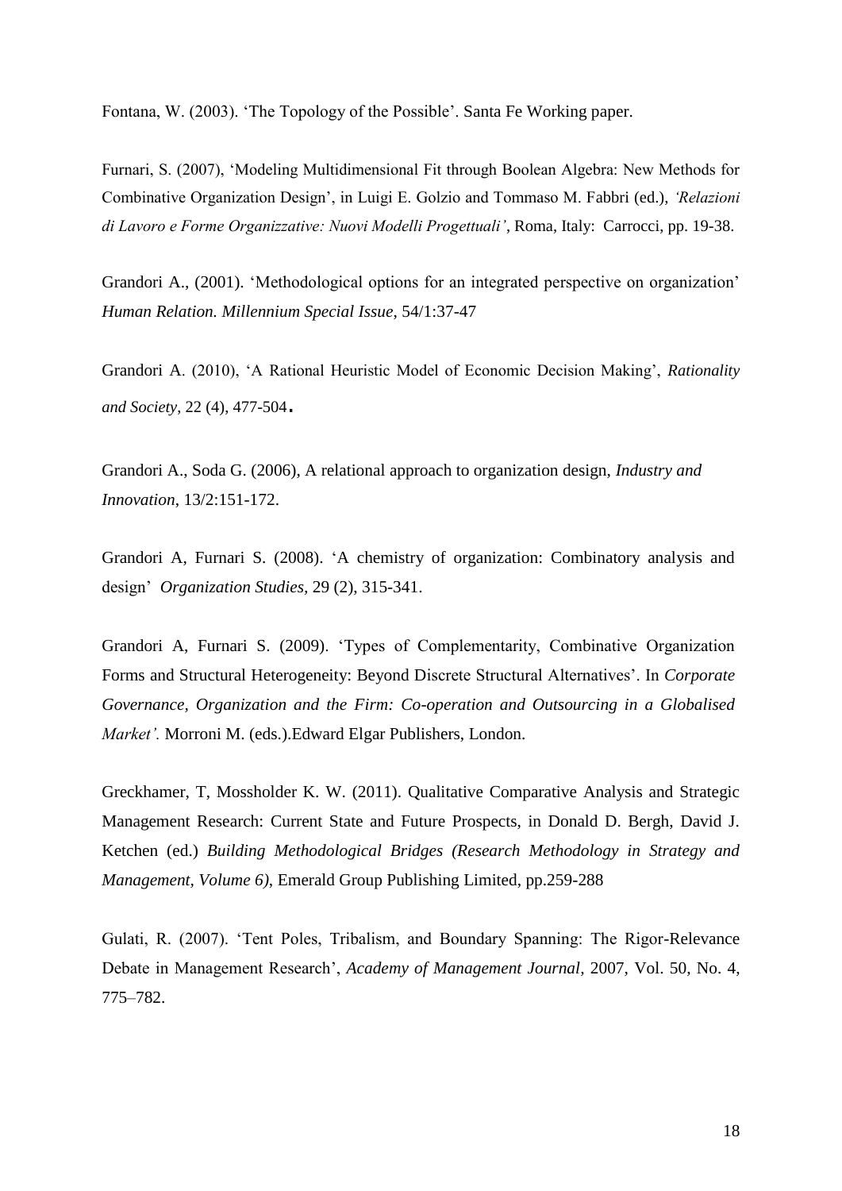Fontana, W. (2003). 'The Topology of the Possible'. Santa Fe Working paper.

Furnari, S. (2007), 'Modeling Multidimensional Fit through Boolean Algebra: New Methods for Combinative Organization Design', in Luigi E. Golzio and Tommaso M. Fabbri (ed.), *'Relazioni di Lavoro e Forme Organizzative: Nuovi Modelli Progettuali'*, Roma, Italy: Carrocci, pp. 19-38.

Grandori A., (2001). 'Methodological options for an integrated perspective on organization' *Human Relation. Millennium Special Issue*, 54/1:37-47

Grandori A. (2010), 'A Rational Heuristic Model of Economic Decision Making', *Rationality and Society*, 22 (4), 477-504.

Grandori A., Soda G. (2006), A relational approach to organization design, *Industry and Innovation*, 13/2:151-172.

Grandori A, Furnari S. (2008). 'A chemistry of organization: Combinatory analysis and design' *Organization Studies*, 29 (2), 315-341.

Grandori A, Furnari S. (2009). 'Types of Complementarity, Combinative Organization Forms and Structural Heterogeneity: Beyond Discrete Structural Alternatives'. In *Corporate Governance, Organization and the Firm: Co-operation and Outsourcing in a Globalised Market'.* Morroni M. (eds.).Edward Elgar Publishers, London.

Greckhamer, T, Mossholder K. W. (2011). Qualitative Comparative Analysis and Strategic Management Research: Current State and Future Prospects, in Donald D. Bergh, David J. Ketchen (ed.) *Building Methodological Bridges (Research Methodology in Strategy and Management, Volume 6)*, Emerald Group Publishing Limited, pp.259-288

Gulati, R. (2007). 'Tent Poles, Tribalism, and Boundary Spanning: The Rigor-Relevance Debate in Management Research', *Academy of Management Journal*, 2007, Vol. 50, No. 4, 775–782.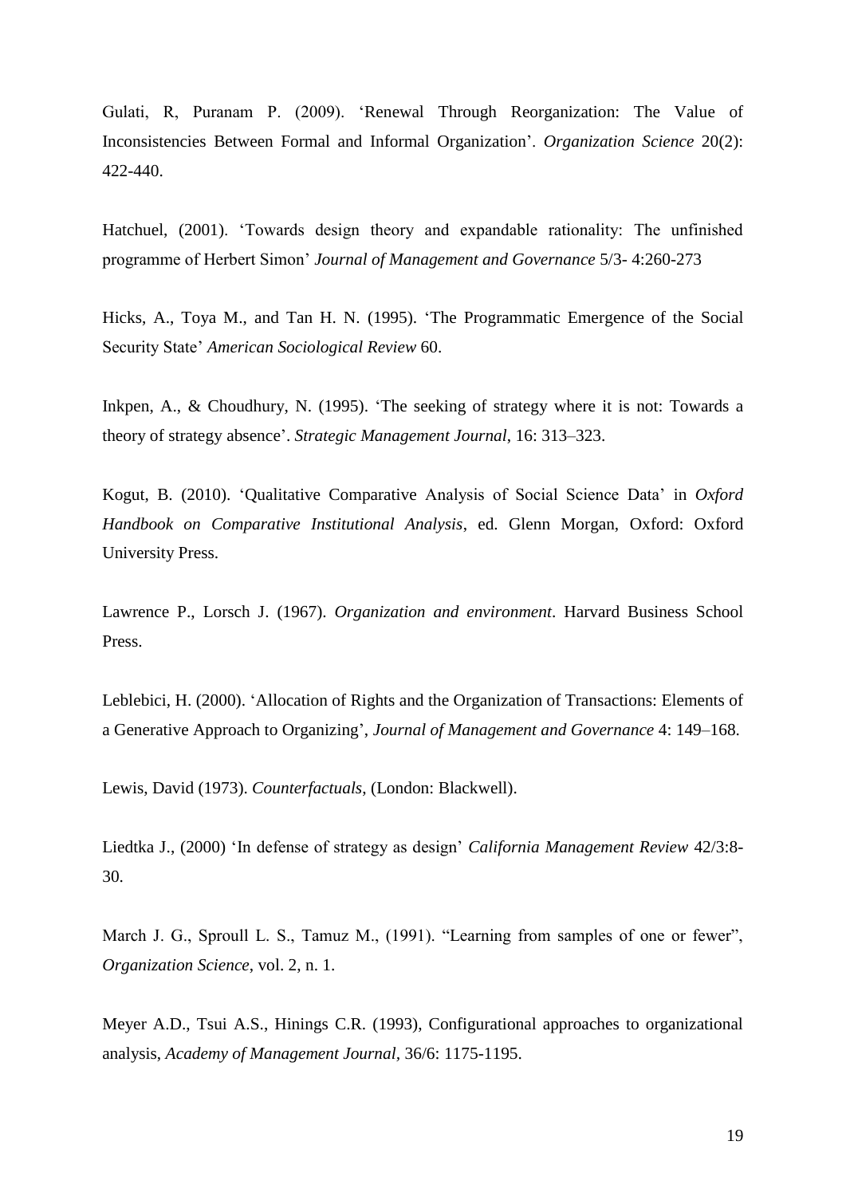Gulati, R, Puranam P. (2009). 'Renewal Through Reorganization: The Value of Inconsistencies Between Formal and Informal Organization'. *Organization Science* 20(2): 422-440.

Hatchuel, (2001). 'Towards design theory and expandable rationality: The unfinished programme of Herbert Simon' *Journal of Management and Governance* 5/3- 4:260-273

Hicks, A., Toya M., and Tan H. N. (1995). 'The Programmatic Emergence of the Social Security State' *American Sociological Review* 60.

Inkpen, A., & Choudhury, N. (1995). 'The seeking of strategy where it is not: Towards a theory of strategy absence'. *Strategic Management Journal*, 16: 313–323.

Kogut, B. (2010). 'Qualitative Comparative Analysis of Social Science Data' in *Oxford Handbook on Comparative Institutional Analysis*, ed. Glenn Morgan, Oxford: Oxford University Press.

Lawrence P., Lorsch J. (1967). *Organization and environment*. Harvard Business School Press.

Leblebici, H. (2000). 'Allocation of Rights and the Organization of Transactions: Elements of a Generative Approach to Organizing', *Journal of Management and Governance* 4: 149–168.

Lewis, David (1973). *Counterfactuals*, (London: Blackwell).

Liedtka J., (2000) 'In defense of strategy as design' *California Management Review* 42/3:8-30.

March J. G., Sproull L. S., Tamuz M., (1991). "Learning from samples of one or fewer", *Organization Science*, vol. 2, n. 1.

Meyer A.D., Tsui A.S., Hinings C.R. (1993), Configurational approaches to organizational analysis, *Academy of Management Journal*, 36/6: 1175-1195.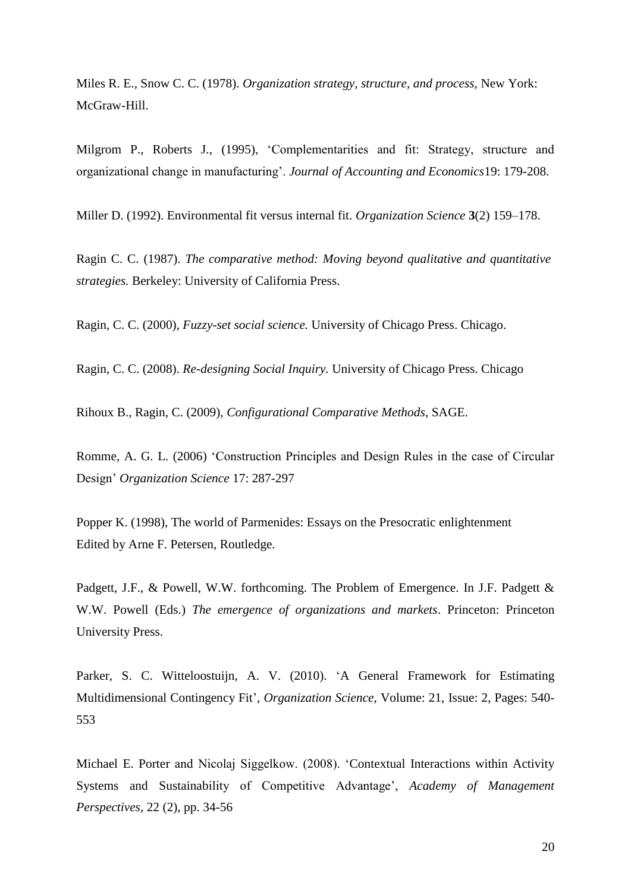Miles R. E., Snow C. C. (1978). *Organization strategy, structure, and process*, New York: McGraw-Hill.

Milgrom P., Roberts J., (1995), 'Complementarities and fit: Strategy, structure and organizational change in manufacturing'. *Journal of Accounting and Economics*19: 179-208.

Miller D. (1992). Environmental fit versus internal fit. *Organization Science* **3**(2) 159–178.

Ragin C. C. (1987). *The comparative method: Moving beyond qualitative and quantitative strategies.* Berkeley: University of California Press.

Ragin, C. C. (2000), *Fuzzy-set social science.* University of Chicago Press. Chicago.

Ragin, C. C. (2008). *Re-designing Social Inquiry.* University of Chicago Press. Chicago

Rihoux B., Ragin, C. (2009), *Configurational Comparative Methods*, SAGE.

Romme, A. G. L. (2006) 'Construction Principles and Design Rules in the case of Circular Design' *Organization Science* 17: 287-297

Popper K. (1998), The world of Parmenides: Essays on the Presocratic enlightenment Edited by Arne F. Petersen, Routledge.

Padgett, J.F., & Powell, W.W. forthcoming. The Problem of Emergence. In J.F. Padgett & W.W. Powell (Eds.) *The emergence of organizations and markets*. Princeton: Princeton University Press.

Parker, S. C. Witteloostuijn, A. V. (2010). 'A General Framework for Estimating Multidimensional Contingency Fit', *Organization Science*, Volume: 21, Issue: 2, Pages: 540-553

Michael E. Porter and Nicolaj Siggelkow. (2008). 'Contextual Interactions within Activity Systems and Sustainability of Competitive Advantage', *Academy of Management Perspectives*, 22 (2), pp. 34-56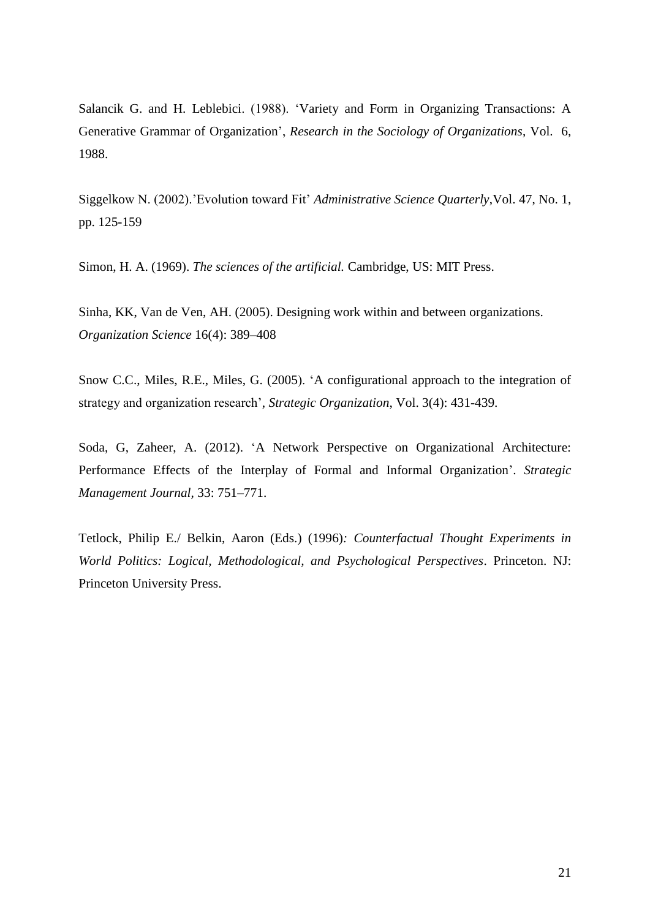Salancik G. and H. Leblebici. (1988). 'Variety and Form in Organizing Transactions: A Generative Grammar of Organization', *Research in the Sociology of Organizations*, Vol. 6, 1988.

Siggelkow N. (2002).'Evolution toward Fit' *Administrative Science Quarterly*,Vol. 47, No. 1, pp. 125-159

Simon, H. A. (1969). *The sciences of the artificial.* Cambridge, US: MIT Press.

Sinha, KK, Van de Ven, AH. (2005). Designing work within and between organizations. *Organization Science* 16(4): 389–408

Snow C.C., Miles, R.E., Miles, G. (2005). 'A configurational approach to the integration of strategy and organization research', *Strategic Organization*, Vol. 3(4): 431-439.

Soda, G, Zaheer, A. (2012). 'A Network Perspective on Organizational Architecture: Performance Effects of the Interplay of Formal and Informal Organization'. *Strategic Management Journal*, 33: 751–771.

Tetlock, Philip E./ Belkin, Aaron (Eds.) (1996)*: Counterfactual Thought Experiments in World Politics: Logical, Methodological, and Psychological Perspectives*. Princeton. NJ: Princeton University Press.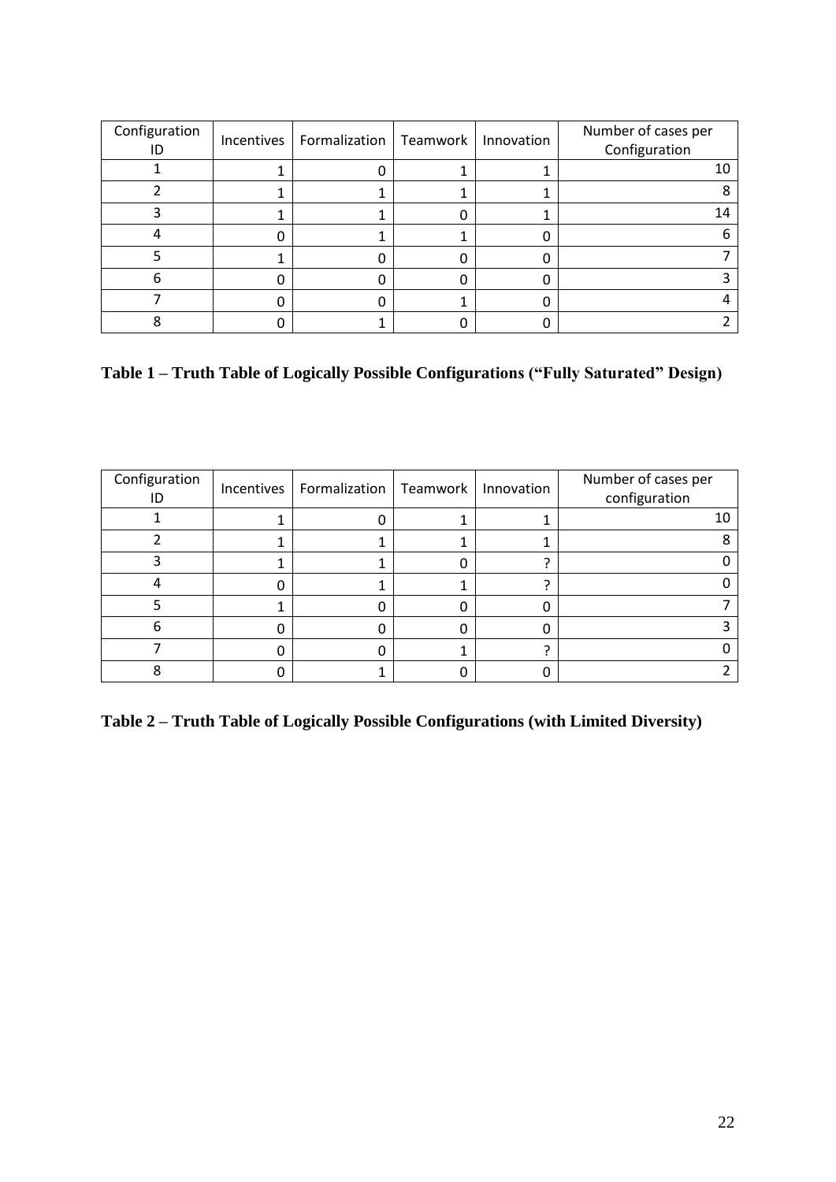| Configuration ID | Incentives | Formalization | Teamwork | Innovation | Number of cases per Configuration |
|---|---|---|---|---|---|
| 1 | 1 | 0 | 1 | 1 | 10 |
| 2 | 1 | 1 | 1 | 1 | 8 |
| 3 | 1 | 1 | 0 | 1 | 14 |
| 4 | 0 | 1 | 1 | 0 | 6 |
| 5 | 1 | 0 | 0 | 0 | 7 |
| 6 | 0 | 0 | 0 | 0 | 3 |
| 7 | 0 | 0 | 1 | 0 | 4 |
| 8 | 0 | 1 | 0 | 0 | 2 |

**Table 1 – Truth Table of Logically Possible Configurations ("Fully Saturated" Design)**

| Configuration ID | Incentives | Formalization | Teamwork | Innovation | Number of cases per configuration |
|---|---|---|---|---|---|
| 1 | 1 | 0 | 1 | 1 | 10 |
| 2 | 1 | 1 | 1 | 1 | 8 |
| 3 | 1 | 1 | 0 | ? | 0 |
| 4 | 0 | 1 | 1 | ? | 0 |
| 5 | 1 | 0 | 0 | 0 | 7 |
| 6 | 0 | 0 | 0 | 0 | 3 |
| 7 | 0 | 0 | 1 | ? | 0 |
| 8 | 0 | 1 | 0 | 0 | 2 |

**Table 2 – Truth Table of Logically Possible Configurations (with Limited Diversity)**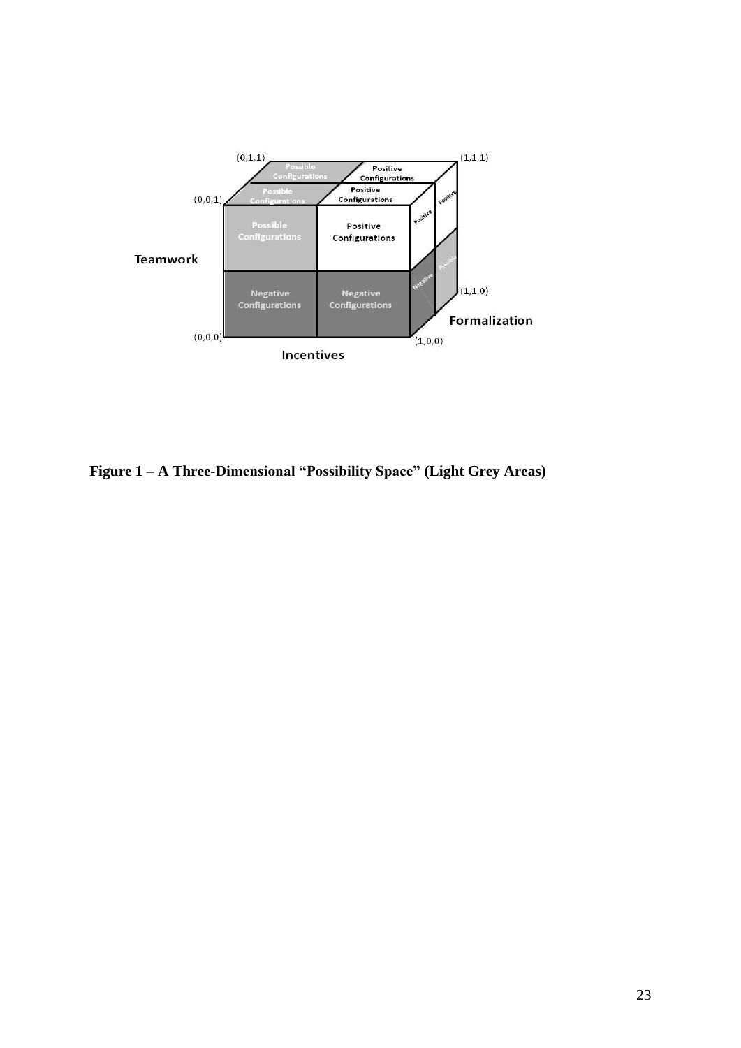(0,1,1)

(1,1,1)

(0,0,1)

Possible Configurations

Positive Configurations

Possible Configurations

Positive Configurations

Possible Configurations

Positive Configurations

Positive

Positive

Teamwork

Negative Configurations

Negative Configurations

Negative

Possible

(1,1,0)

Formalization

(0,0,0)

(1,0,0)

Incentives

**Figure 1 – A Three-Dimensional "Possibility Space" (Light Grey Areas)**